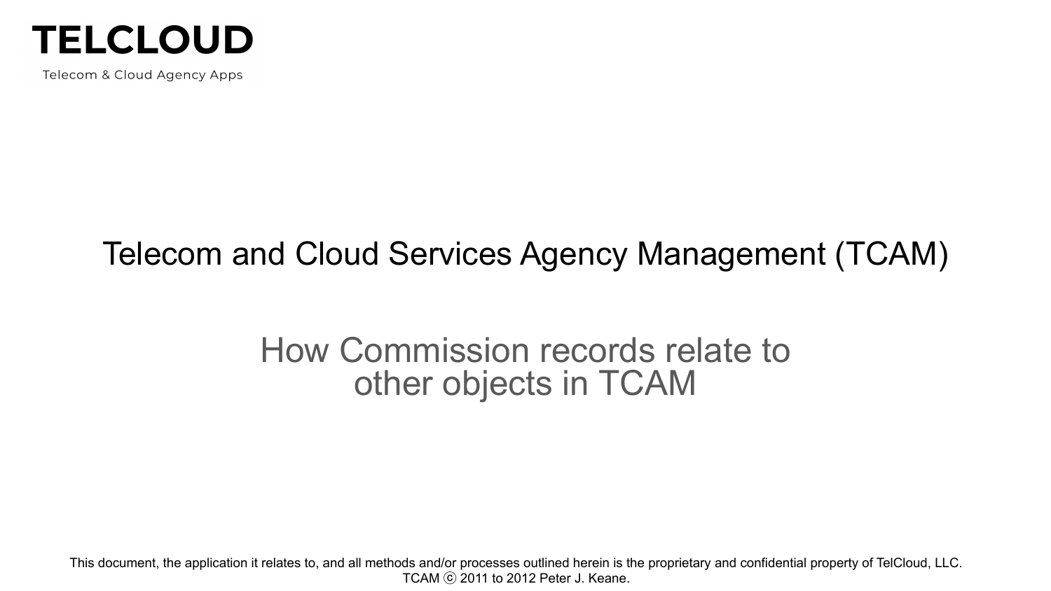**TELCLOUD**

Telecom & Cloud Agency Apps

# Telecom and Cloud Services Agency Management (TCAM)

## How Commission records relate to other objects in TCAM

This document, the application it relates to, and all methods and/or processes outlined herein is the proprietary and confidential property of TelCloud, LLC. TCAM ⓒ 2011 to 2012 Peter J. Keane.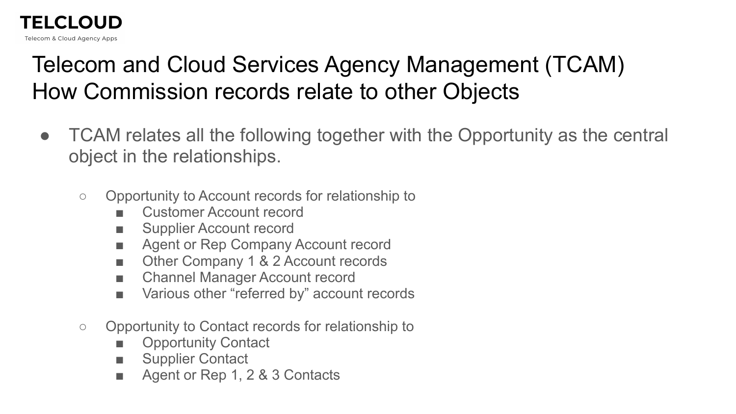# Telecom and Cloud Services Agency Management (TCAM) How Commission records relate to other Objects

- TCAM relates all the following together with the Opportunity as the central object in the relationships.
  - Opportunity to Account records for relationship to
    - Customer Account record
    - Supplier Account record
    - Agent or Rep Company Account record
    - Other Company 1 & 2 Account records
    - Channel Manager Account record
    - Various other “referred by” account records
  - Opportunity to Contact records for relationship to
    - Opportunity Contact
    - Supplier Contact
    - Agent or Rep 1, 2 & 3 Contacts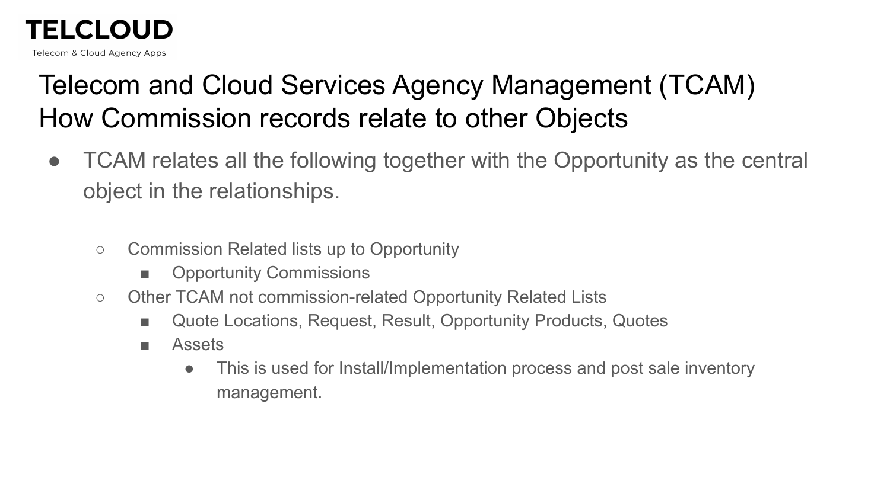# Telecom and Cloud Services Agency Management (TCAM)
# How Commission records relate to other Objects

- TCAM relates all the following together with the Opportunity as the central object in the relationships.
  - Commission Related lists up to Opportunity
    - Opportunity Commissions
  - Other TCAM not commission-related Opportunity Related Lists
    - Quote Locations, Request, Result, Opportunity Products, Quotes
    - Assets
      - This is used for Install/Implementation process and post sale inventory management.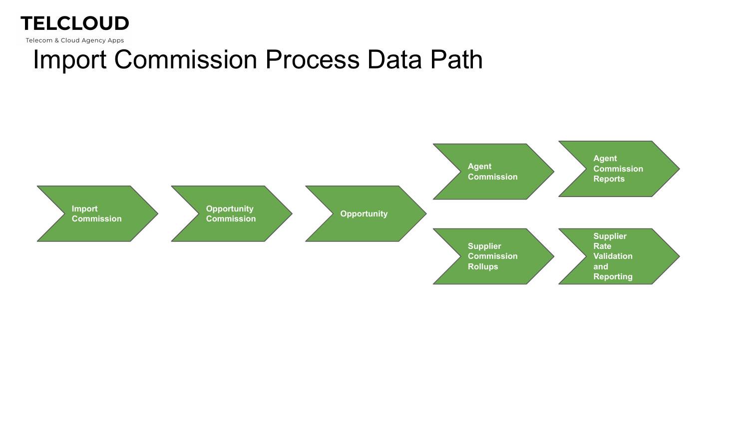**TELCLOUD**

Telecom & Cloud Agency Apps

# Import Commission Process Data Path

- Import Commission
- Opportunity Commission
- Opportunity
  - Agent Commission
    - Agent Commission Reports
  - Supplier Commission Rollups
    - Supplier Rate Validation and Reporting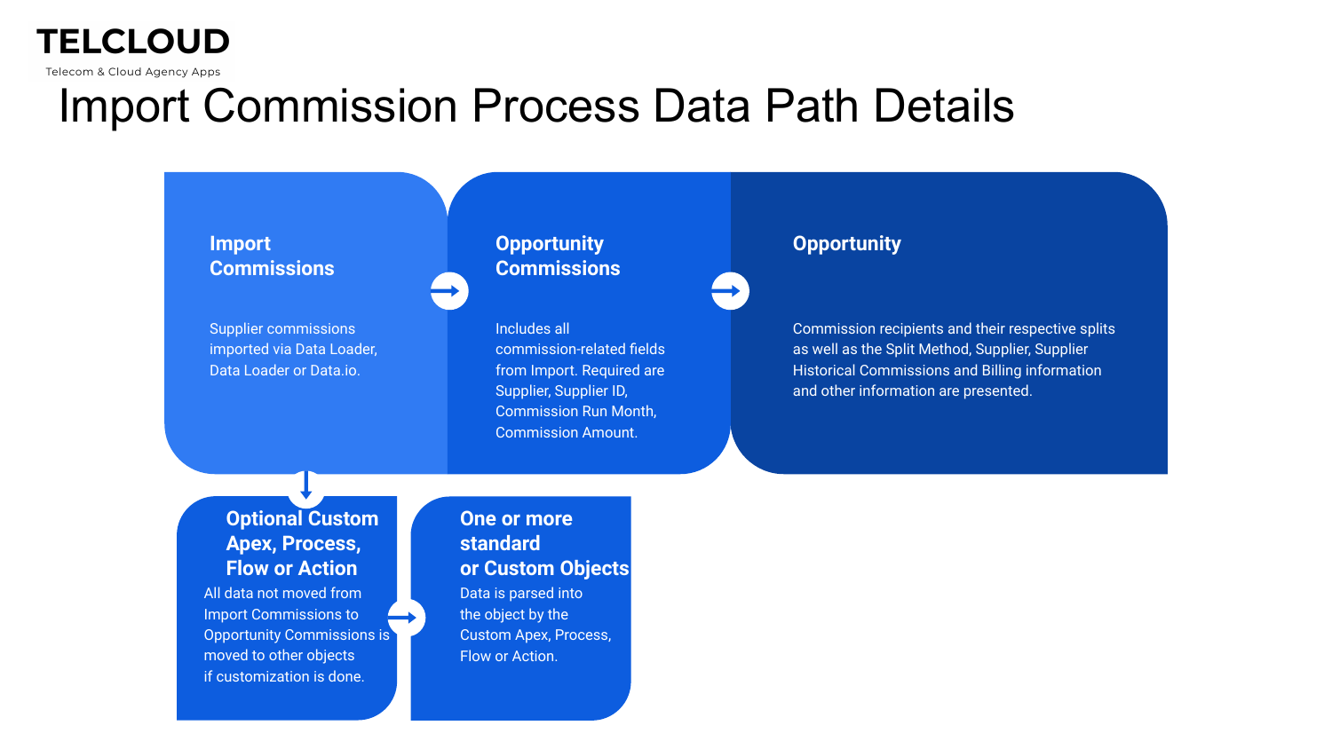**TELCLOUD**

Telecom & Cloud Agency Apps

# Import Commission Process Data Path Details

### Import Commissions

Supplier commissions imported via Data Loader, Data Loader or Data.io.

### Opportunity Commissions

Includes all commission-related fields from Import. Required are Supplier, Supplier ID, Commission Run Month, Commission Amount.

### Opportunity

Commission recipients and their respective splits as well as the Split Method, Supplier, Supplier Historical Commissions and Billing information and other information are presented.

### Optional Custom Apex, Process, Flow or Action

All data not moved from Import Commissions to Opportunity Commissions is moved to other objects if customization is done.

### One or more standard or Custom Objects

Data is parsed into the object by the Custom Apex, Process, Flow or Action.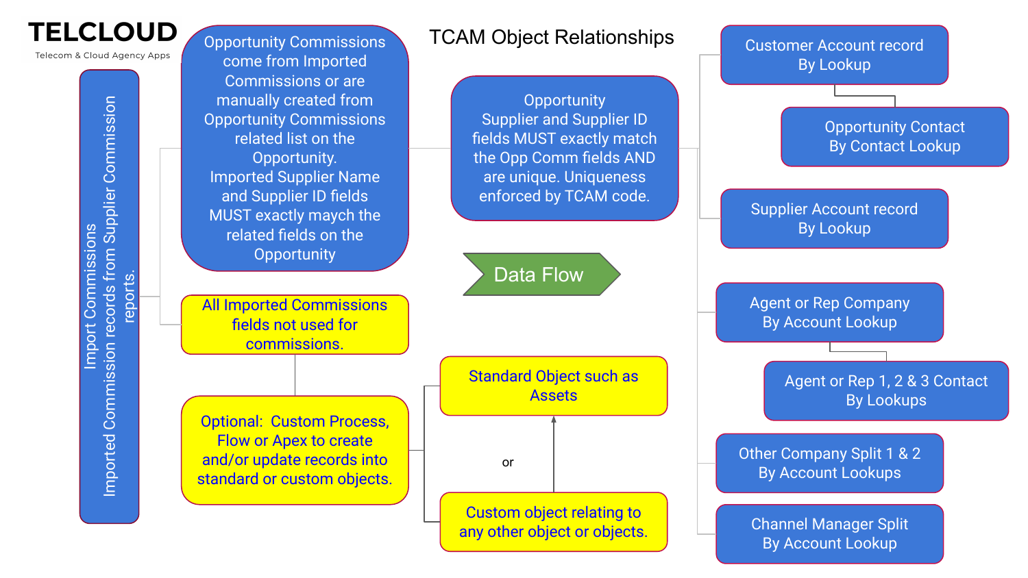**TELCLOUD**

Telecom & Cloud Agency Apps

# TCAM Object Relationships

Import Commissions

Imported Commission records from Supplier Commission reports.

Opportunity Commissions come from Imported Commissions or are manually created from Opportunity Commissions related list on the Opportunity. Imported Supplier Name and Supplier ID fields MUST exactly maych the related fields on the Opportunity

All Imported Commissions fields not used for commissions.

Optional: Custom Process, Flow or Apex to create and/or update records into standard or custom objects.

Opportunity Supplier and Supplier ID fields MUST exactly match the Opp Comm fields AND are unique. Uniqueness enforced by TCAM code.

Data Flow

Standard Object such as Assets

or

Custom object relating to any other object or objects.

Customer Account record By Lookup

Opportunity Contact By Contact Lookup

Supplier Account record By Lookup

Agent or Rep Company By Account Lookup

Agent or Rep 1, 2 & 3 Contact By Lookups

Other Company Split 1 & 2 By Account Lookups

Channel Manager Split By Account Lookup